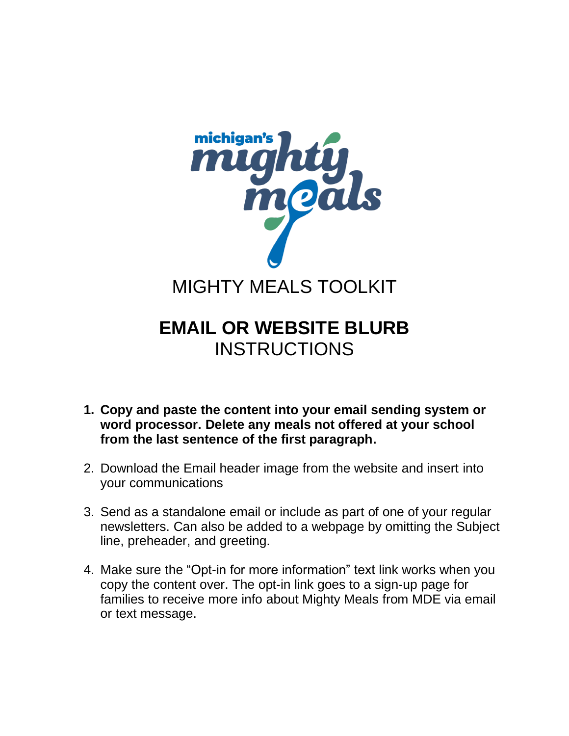michigan's mighty meals

# MIGHTY MEALS TOOLKIT

## **EMAIL OR WEBSITE BLURB**
## INSTRUCTIONS

1. **Copy and paste the content into your email sending system or word processor. Delete any meals not offered at your school from the last sentence of the first paragraph.**
2. Download the Email header image from the website and insert into your communications
3. Send as a standalone email or include as part of one of your regular newsletters. Can also be added to a webpage by omitting the Subject line, preheader, and greeting.
4. Make sure the "Opt-in for more information" text link works when you copy the content over. The opt-in link goes to a sign-up page for families to receive more info about Mighty Meals from MDE via email or text message.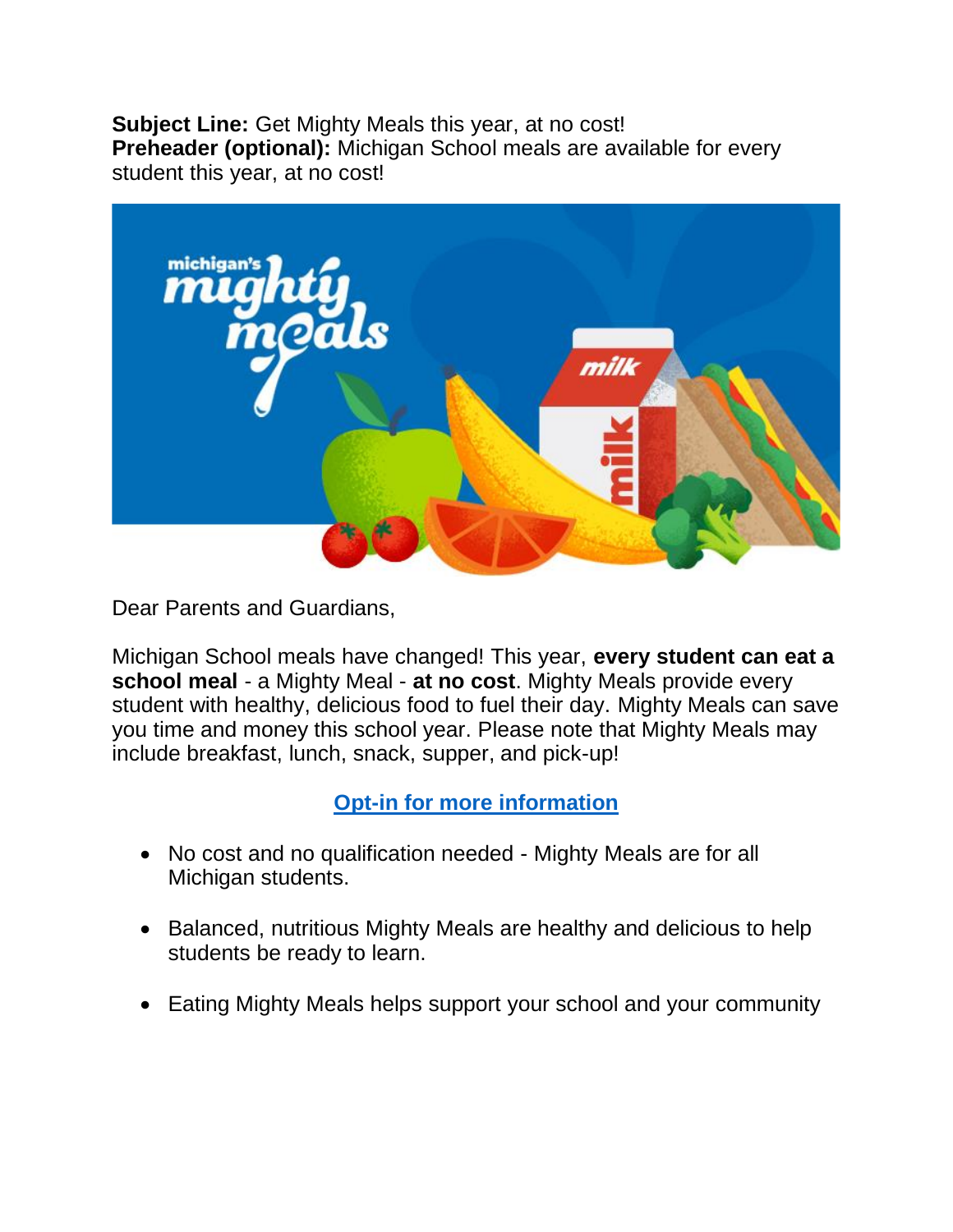**Subject Line:** Get Mighty Meals this year, at no cost!
**Preheader (optional):** Michigan School meals are available for every student this year, at no cost!

Dear Parents and Guardians,

Michigan School meals have changed! This year, **every student can eat a school meal** - a Mighty Meal - **at no cost**. Mighty Meals provide every student with healthy, delicious food to fuel their day. Mighty Meals can save you time and money this school year. Please note that Mighty Meals may include breakfast, lunch, snack, supper, and pick-up!

**Opt-in for more information**

- No cost and no qualification needed - Mighty Meals are for all Michigan students.
- Balanced, nutritious Mighty Meals are healthy and delicious to help students be ready to learn.
- Eating Mighty Meals helps support your school and your community